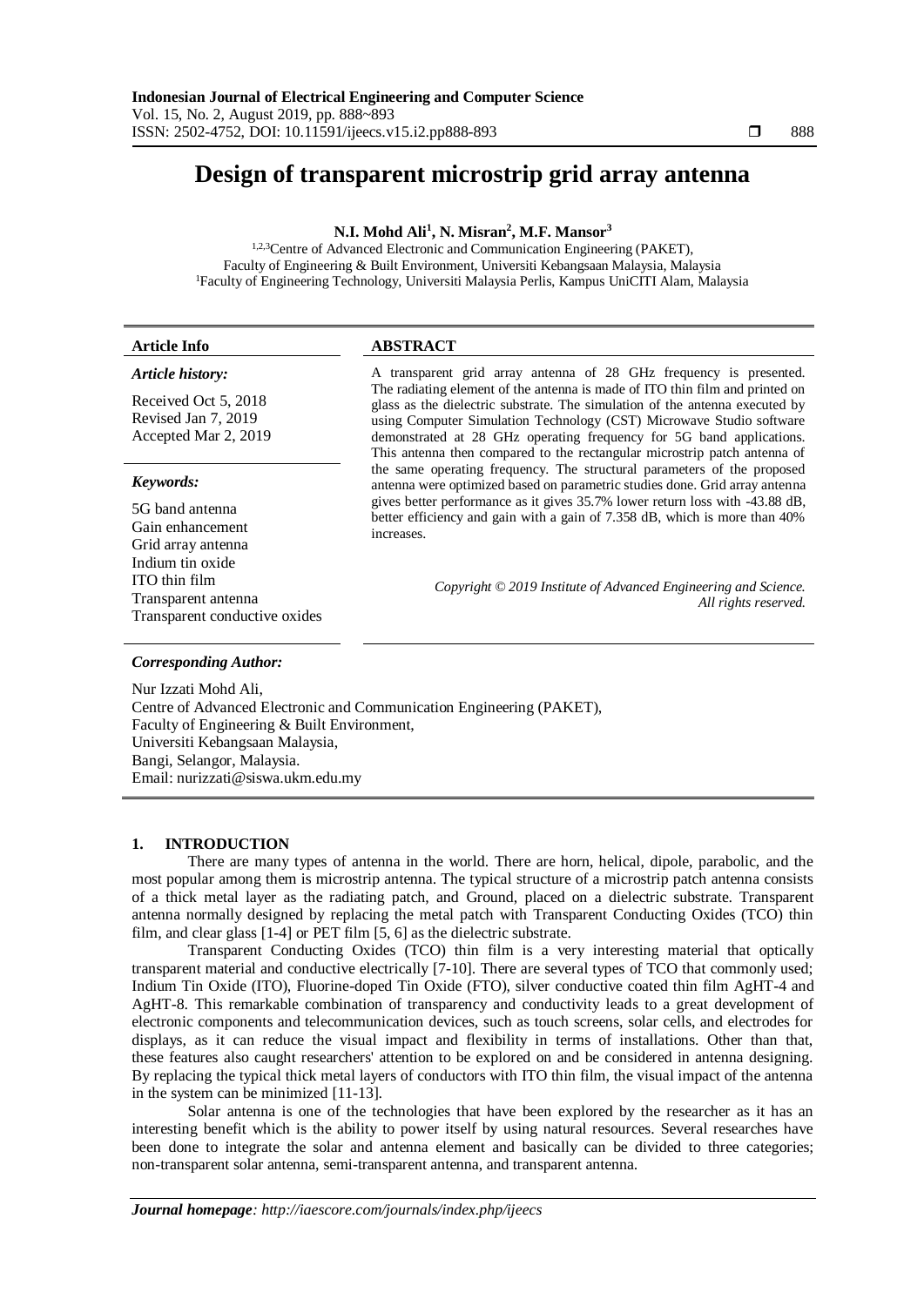# Design of transparent microstrip grid array antenna

**N.I. Mohd Ali[1], N. Misran[2], M.F. Mansor[3]**

[1,2,3]Centre of Advanced Electronic and Communication Engineering (PAKET), Faculty of Engineering & Built Environment, Universiti Kebangsaan Malaysia, Malaysia
[1]Faculty of Engineering Technology, Universiti Malaysia Perlis, Kampus UniCITI Alam, Malaysia

**Article Info**

*Article history:*

Received Oct 5, 2018
Revised Jan 7, 2019
Accepted Mar 2, 2019

*Keywords:*

5G band antenna
Gain enhancement
Grid array antenna
Indium tin oxide
ITO thin film
Transparent antenna
Transparent conductive oxides

**ABSTRACT**

A transparent grid array antenna of 28 GHz frequency is presented. The radiating element of the antenna is made of ITO thin film and printed on glass as the dielectric substrate. The simulation of the antenna executed by using Computer Simulation Technology (CST) Microwave Studio software demonstrated at 28 GHz operating frequency for 5G band applications. This antenna then compared to the rectangular microstrip patch antenna of the same operating frequency. The structural parameters of the proposed antenna were optimized based on parametric studies done. Grid array antenna gives better performance as it gives 35.7% lower return loss with -43.88 dB, better efficiency and gain with a gain of 7.358 dB, which is more than 40% increases.

*Copyright © 2019 Institute of Advanced Engineering and Science. All rights reserved.*

*Corresponding Author:*

Nur Izzati Mohd Ali,
Centre of Advanced Electronic and Communication Engineering (PAKET),
Faculty of Engineering & Built Environment,
Universiti Kebangsaan Malaysia,
Bangi, Selangor, Malaysia.
Email: nurizzati@siswa.ukm.edu.my

## 1. INTRODUCTION

There are many types of antenna in the world. There are horn, helical, dipole, parabolic, and the most popular among them is microstrip antenna. The typical structure of a microstrip patch antenna consists of a thick metal layer as the radiating patch, and Ground, placed on a dielectric substrate. Transparent antenna normally designed by replacing the metal patch with Transparent Conducting Oxides (TCO) thin film, and clear glass [1-4] or PET film [5, 6] as the dielectric substrate.

Transparent Conducting Oxides (TCO) thin film is a very interesting material that optically transparent material and conductive electrically [7-10]. There are several types of TCO that commonly used; Indium Tin Oxide (ITO), Fluorine-doped Tin Oxide (FTO), silver conductive coated thin film AgHT-4 and AgHT-8. This remarkable combination of transparency and conductivity leads to a great development of electronic components and telecommunication devices, such as touch screens, solar cells, and electrodes for displays, as it can reduce the visual impact and flexibility in terms of installations. Other than that, these features also caught researchers' attention to be explored on and be considered in antenna designing. By replacing the typical thick metal layers of conductors with ITO thin film, the visual impact of the antenna in the system can be minimized [11-13].

Solar antenna is one of the technologies that have been explored by the researcher as it has an interesting benefit which is the ability to power itself by using natural resources. Several researches have been done to integrate the solar and antenna element and basically can be divided to three categories; non-transparent solar antenna, semi-transparent antenna, and transparent antenna.

*Journal homepage: http://iaescore.com/journals/index.php/ijeecs*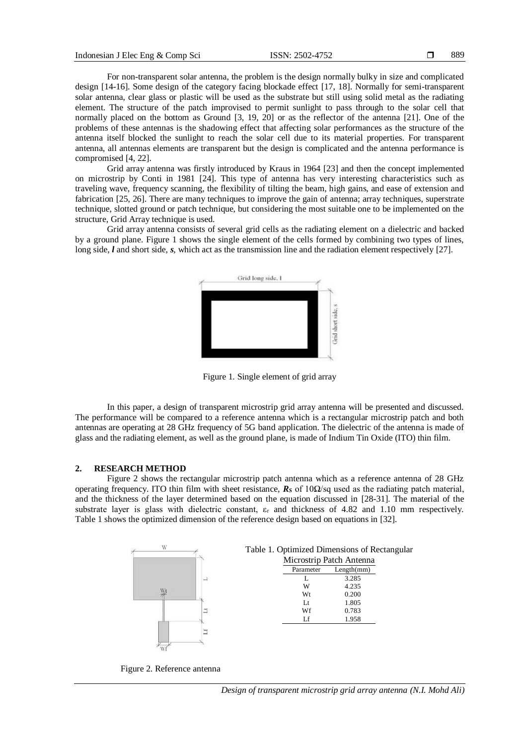For non-transparent solar antenna, the problem is the design normally bulky in size and complicated design [14-16]. Some design of the category facing blockade effect [17, 18]. Normally for semi-transparent solar antenna, clear glass or plastic will be used as the substrate but still using solid metal as the radiating element. The structure of the patch improvised to permit sunlight to pass through to the solar cell that normally placed on the bottom as Ground [3, 19, 20] or as the reflector of the antenna [21]. One of the problems of these antennas is the shadowing effect that affecting solar performances as the structure of the antenna itself blocked the sunlight to reach the solar cell due to its material properties. For transparent antenna, all antennas elements are transparent but the design is complicated and the antenna performance is compromised [4, 22].

Grid array antenna was firstly introduced by Kraus in 1964 [23] and then the concept implemented on microstrip by Conti in 1981 [24]. This type of antenna has very interesting characteristics such as traveling wave, frequency scanning, the flexibility of tilting the beam, high gains, and ease of extension and fabrication [25, 26]. There are many techniques to improve the gain of antenna; array techniques, superstrate technique, slotted ground or patch technique, but considering the most suitable one to be implemented on the structure, Grid Array technique is used.

Grid array antenna consists of several grid cells as the radiating element on a dielectric and backed by a ground plane. Figure 1 shows the single element of the cells formed by combining two types of lines, long side, ***l*** and short side, ***s***, which act as the transmission line and the radiation element respectively [27].

Figure 1. Single element of grid array

In this paper, a design of transparent microstrip grid array antenna will be presented and discussed. The performance will be compared to a reference antenna which is a rectangular microstrip patch and both antennas are operating at 28 GHz frequency of 5G band application. The dielectric of the antenna is made of glass and the radiating element, as well as the ground plane, is made of Indium Tin Oxide (ITO) thin film.

## 2. RESEARCH METHOD

Figure 2 shows the rectangular microstrip patch antenna which as a reference antenna of 28 GHz operating frequency. ITO thin film with sheet resistance, $R_S$ of 10Ω/sq used as the radiating patch material, and the thickness of the layer determined based on the equation discussed in [28-31]. The material of the substrate layer is glass with dielectric constant, $\varepsilon_r$ and thickness of 4.82 and 1.10 mm respectively. Table 1 shows the optimized dimension of the reference design based on equations in [32].

Figure 2. Reference antenna

Table 1. Optimized Dimensions of Rectangular Microstrip Patch Antenna

| Parameter | Length(mm) |
|---|---|
| L | 3.285 |
| W | 4.235 |
| Wt | 0.200 |
| Lt | 1.805 |
| Wf | 0.783 |
| Lf | 1.958 |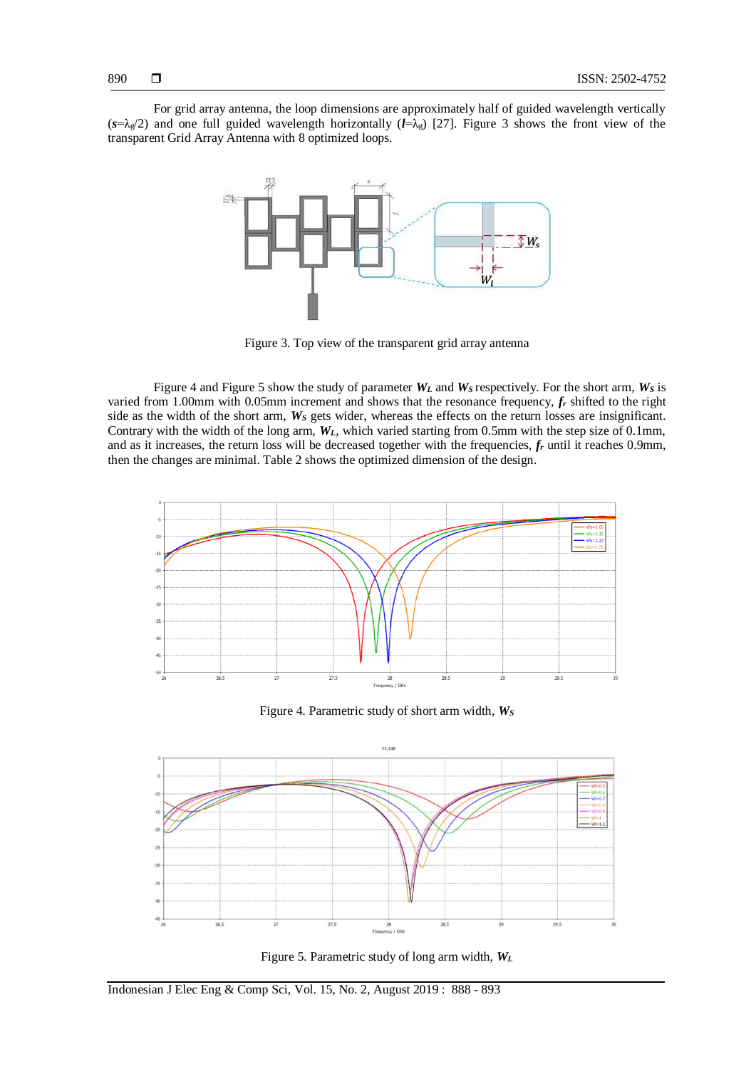For grid array antenna, the loop dimensions are approximately half of guided wavelength vertically ($s$=$\lambda_g$/2) and one full guided wavelength horizontally ($l$=$\lambda_g$) [27]. Figure 3 shows the front view of the transparent Grid Array Antenna with 8 optimized loops.

Figure 3. Top view of the transparent grid array antenna

Figure 4 and Figure 5 show the study of parameter $W_L$ and $W_S$ respectively. For the short arm, $W_S$ is varied from 1.00mm with 0.05mm increment and shows that the resonance frequency, $f_r$ shifted to the right side as the width of the short arm, $W_S$ gets wider, whereas the effects on the return losses are insignificant. Contrary with the width of the long arm, $W_L$, which varied starting from 0.5mm with the step size of 0.1mm, and as it increases, the return loss will be decreased together with the frequencies, $f_r$ until it reaches 0.9mm, then the changes are minimal. Table 2 shows the optimized dimension of the design.

Figure 4. Parametric study of short arm width, $W_S$

Figure 5. Parametric study of long arm width, $W_L$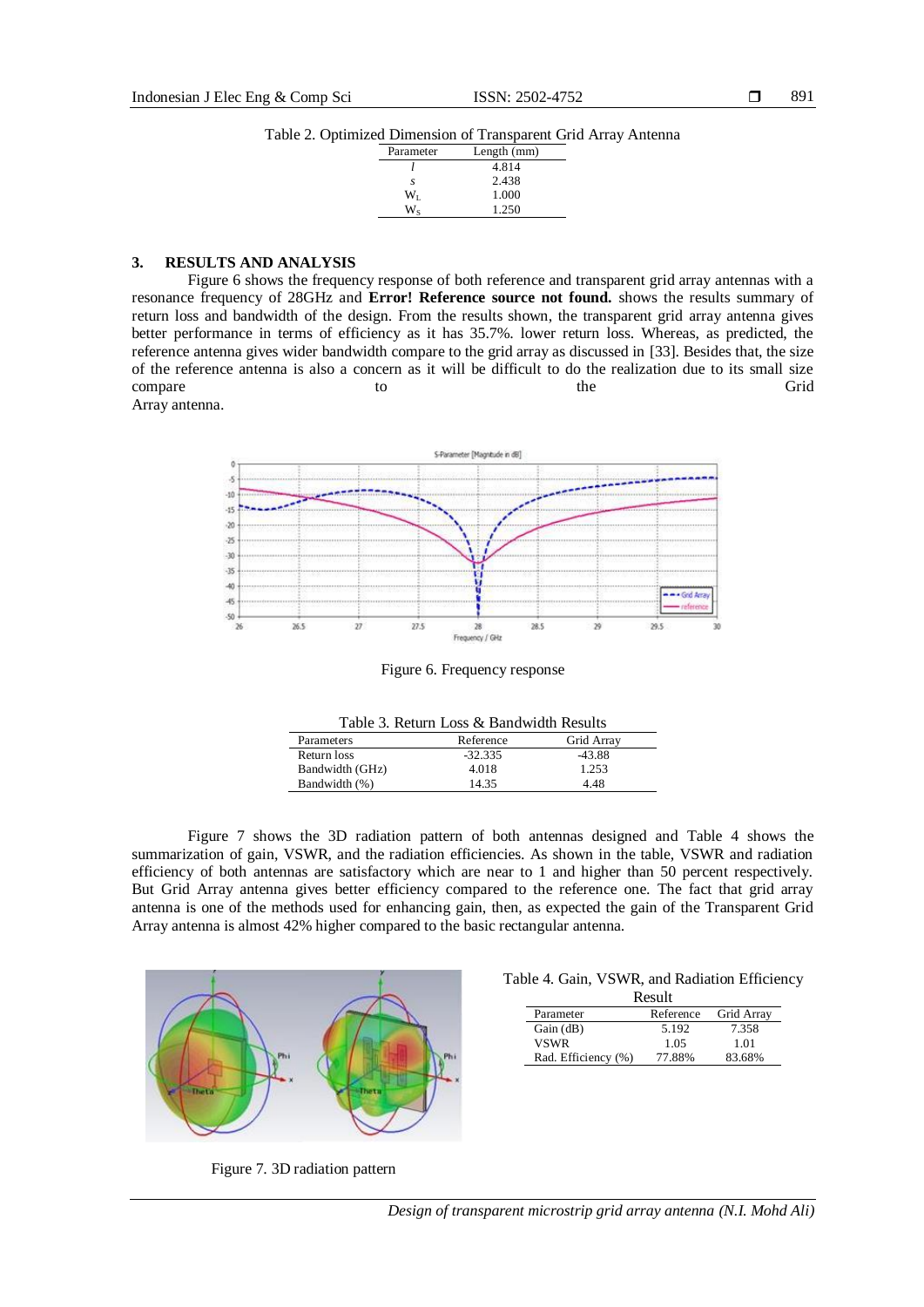Table 2. Optimized Dimension of Transparent Grid Array Antenna

| Parameter | Length (mm) |
|---|---|
| $l$ | 4.814 |
| $s$ | 2.438 |
| $W_L$ | 1.000 |
| $W_S$ | 1.250 |

## 3. RESULTS AND ANALYSIS

Figure 6 shows the frequency response of both reference and transparent grid array antennas with a resonance frequency of 28GHz and **Error! Reference source not found.** shows the results summary of return loss and bandwidth of the design. From the results shown, the transparent grid array antenna gives better performance in terms of efficiency as it has 35.7%. lower return loss. Whereas, as predicted, the reference antenna gives wider bandwidth compare to the grid array as discussed in [33]. Besides that, the size of the reference antenna is also a concern as it will be difficult to do the realization due to its small size compare to the Grid Array antenna.

Figure 6. Frequency response

Table 3. Return Loss & Bandwidth Results

| Parameters | Reference | Grid Array |
|---|---|---|
| Return loss | -32.335 | -43.88 |
| Bandwidth (GHz) | 4.018 | 1.253 |
| Bandwidth (%) | 14.35 | 4.48 |

Figure 7 shows the 3D radiation pattern of both antennas designed and Table 4 shows the summarization of gain, VSWR, and the radiation efficiencies. As shown in the table, VSWR and radiation efficiency of both antennas are satisfactory which are near to 1 and higher than 50 percent respectively. But Grid Array antenna gives better efficiency compared to the reference one. The fact that grid array antenna is one of the methods used for enhancing gain, then, as expected the gain of the Transparent Grid Array antenna is almost 42% higher compared to the basic rectangular antenna.

Figure 7. 3D radiation pattern

Table 4. Gain, VSWR, and Radiation Efficiency Result

| Parameter | Reference | Grid Array |
|---|---|---|
| Gain (dB) | 5.192 | 7.358 |
| VSWR | 1.05 | 1.01 |
| Rad. Efficiency (%) | 77.88% | 83.68% |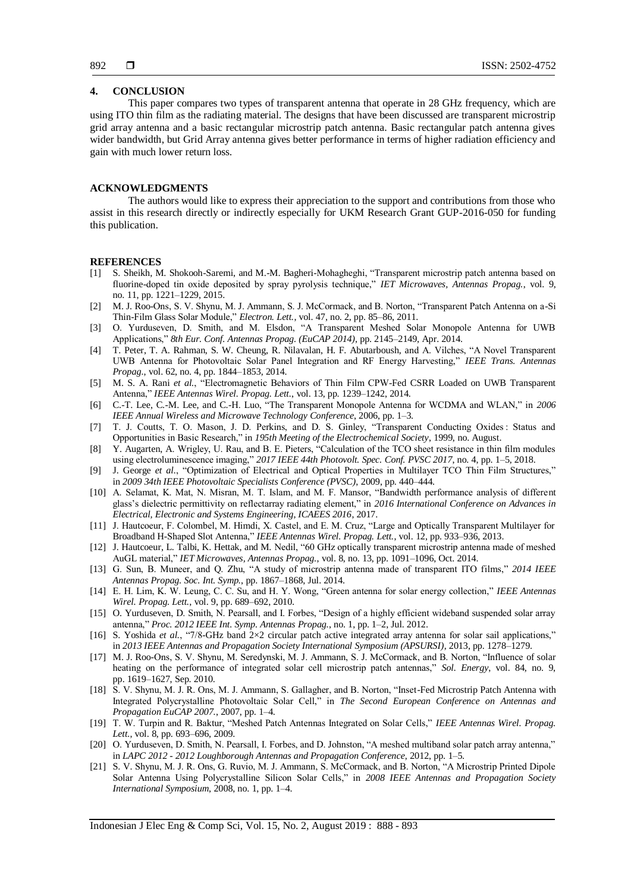## 4. CONCLUSION

This paper compares two types of transparent antenna that operate in 28 GHz frequency, which are using ITO thin film as the radiating material. The designs that have been discussed are transparent microstrip grid array antenna and a basic rectangular microstrip patch antenna. Basic rectangular patch antenna gives wider bandwidth, but Grid Array antenna gives better performance in terms of higher radiation efficiency and gain with much lower return loss.

## ACKNOWLEDGMENTS

The authors would like to express their appreciation to the support and contributions from those who assist in this research directly or indirectly especially for UKM Research Grant GUP-2016-050 for funding this publication.

## REFERENCES

[1] S. Sheikh, M. Shokooh-Saremi, and M.-M. Bagheri-Mohagheghi, "Transparent microstrip patch antenna based on fluorine-doped tin oxide deposited by spray pyrolysis technique," *IET Microwaves, Antennas Propag.*, vol. 9, no. 11, pp. 1221–1229, 2015.

[2] M. J. Roo-Ons, S. V. Shynu, M. J. Ammann, S. J. McCormack, and B. Norton, "Transparent Patch Antenna on a-Si Thin-Film Glass Solar Module," *Electron. Lett.*, vol. 47, no. 2, pp. 85–86, 2011.

[3] O. Yurduseven, D. Smith, and M. Elsdon, "A Transparent Meshed Solar Monopole Antenna for UWB Applications," *8th Eur. Conf. Antennas Propag. (EuCAP 2014)*, pp. 2145–2149, Apr. 2014.

[4] T. Peter, T. A. Rahman, S. W. Cheung, R. Nilavalan, H. F. Abutarboush, and A. Vilches, "A Novel Transparent UWB Antenna for Photovoltaic Solar Panel Integration and RF Energy Harvesting," *IEEE Trans. Antennas Propag.*, vol. 62, no. 4, pp. 1844–1853, 2014.

[5] M. S. A. Rani *et al.*, "Electromagnetic Behaviors of Thin Film CPW-Fed CSRR Loaded on UWB Transparent Antenna," *IEEE Antennas Wirel. Propag. Lett.*, vol. 13, pp. 1239–1242, 2014.

[6] C.-T. Lee, C.-M. Lee, and C.-H. Luo, "The Transparent Monopole Antenna for WCDMA and WLAN," in *2006 IEEE Annual Wireless and Microwave Technology Conference*, 2006, pp. 1–3.

[7] T. J. Coutts, T. O. Mason, J. D. Perkins, and D. S. Ginley, "Transparent Conducting Oxides : Status and Opportunities in Basic Research," in *195th Meeting of the Electrochemical Society*, 1999, no. August.

[8] Y. Augarten, A. Wrigley, U. Rau, and B. E. Pieters, "Calculation of the TCO sheet resistance in thin film modules using electroluminescence imaging," *2017 IEEE 44th Photovolt. Spec. Conf. PVSC 2017*, no. 4, pp. 1–5, 2018.

[9] J. George *et al.*, "Optimization of Electrical and Optical Properties in Multilayer TCO Thin Film Structures," in *2009 34th IEEE Photovoltaic Specialists Conference (PVSC)*, 2009, pp. 440–444.

[10] A. Selamat, K. Mat, N. Misran, M. T. Islam, and M. F. Mansor, "Bandwidth performance analysis of different glass's dielectric permittivity on reflectarray radiating element," in *2016 International Conference on Advances in Electrical, Electronic and Systems Engineering, ICAEES 2016*, 2017.

[11] J. Hautcoeur, F. Colombel, M. Himdi, X. Castel, and E. M. Cruz, "Large and Optically Transparent Multilayer for Broadband H-Shaped Slot Antenna," *IEEE Antennas Wirel. Propag. Lett.*, vol. 12, pp. 933–936, 2013.

[12] J. Hautcoeur, L. Talbi, K. Hettak, and M. Nedil, "60 GHz optically transparent microstrip antenna made of meshed AuGL material," *IET Microwaves, Antennas Propag.*, vol. 8, no. 13, pp. 1091–1096, Oct. 2014.

[13] G. Sun, B. Muneer, and Q. Zhu, "A study of microstrip antenna made of transparent ITO films," *2014 IEEE Antennas Propag. Soc. Int. Symp.*, pp. 1867–1868, Jul. 2014.

[14] E. H. Lim, K. W. Leung, C. C. Su, and H. Y. Wong, "Green antenna for solar energy collection," *IEEE Antennas Wirel. Propag. Lett.*, vol. 9, pp. 689–692, 2010.

[15] O. Yurduseven, D. Smith, N. Pearsall, and I. Forbes, "Design of a highly efficient wideband suspended solar array antenna," *Proc. 2012 IEEE Int. Symp. Antennas Propag.*, no. 1, pp. 1–2, Jul. 2012.

[16] S. Yoshida *et al.*, "7/8-GHz band 2×2 circular patch active integrated array antenna for solar sail applications," in *2013 IEEE Antennas and Propagation Society International Symposium (APSURSI)*, 2013, pp. 1278–1279.

[17] M. J. Roo-Ons, S. V. Shynu, M. Seredynski, M. J. Ammann, S. J. McCormack, and B. Norton, "Influence of solar heating on the performance of integrated solar cell microstrip patch antennas," *Sol. Energy*, vol. 84, no. 9, pp. 1619–1627, Sep. 2010.

[18] S. V. Shynu, M. J. R. Ons, M. J. Ammann, S. Gallagher, and B. Norton, "Inset-Fed Microstrip Patch Antenna with Integrated Polycrystalline Photovoltaic Solar Cell," in *The Second European Conference on Antennas and Propagation EuCAP 2007.*, 2007, pp. 1–4.

[19] T. W. Turpin and R. Baktur, "Meshed Patch Antennas Integrated on Solar Cells," *IEEE Antennas Wirel. Propag. Lett.*, vol. 8, pp. 693–696, 2009.

[20] O. Yurduseven, D. Smith, N. Pearsall, I. Forbes, and D. Johnston, "A meshed multiband solar patch array antenna," in *LAPC 2012 - 2012 Loughborough Antennas and Propagation Conference*, 2012, pp. 1–5.

[21] S. V. Shynu, M. J. R. Ons, G. Ruvio, M. J. Ammann, S. McCormack, and B. Norton, "A Microstrip Printed Dipole Solar Antenna Using Polycrystalline Silicon Solar Cells," in *2008 IEEE Antennas and Propagation Society International Symposium*, 2008, no. 1, pp. 1–4.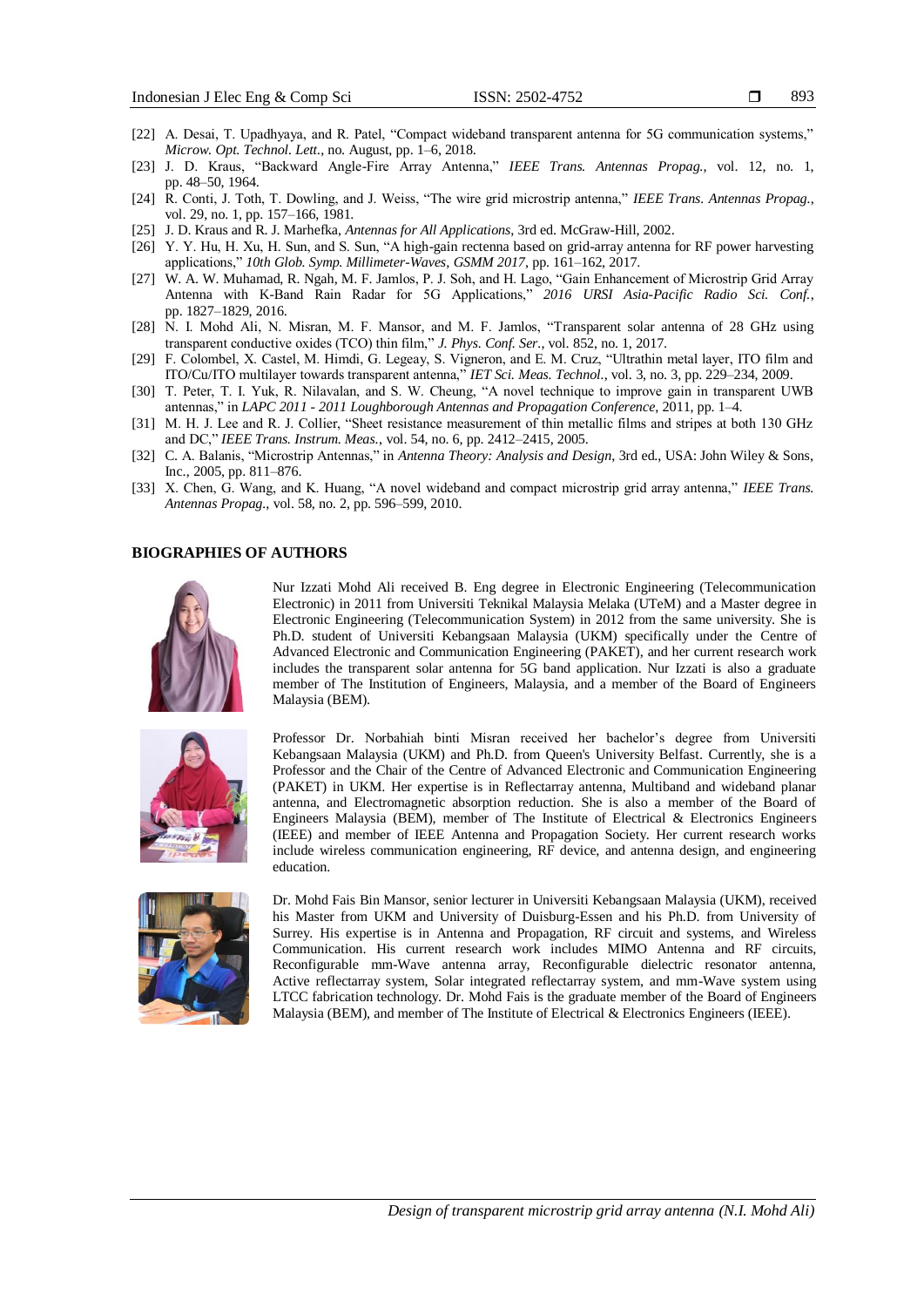[22] A. Desai, T. Upadhyaya, and R. Patel, "Compact wideband transparent antenna for 5G communication systems," *Microw. Opt. Technol. Lett.*, no. August, pp. 1–6, 2018.

[23] J. D. Kraus, "Backward Angle-Fire Array Antenna," *IEEE Trans. Antennas Propag.*, vol. 12, no. 1, pp. 48–50, 1964.

[24] R. Conti, J. Toth, T. Dowling, and J. Weiss, "The wire grid microstrip antenna," *IEEE Trans. Antennas Propag.*, vol. 29, no. 1, pp. 157–166, 1981.

[25] J. D. Kraus and R. J. Marhefka, *Antennas for All Applications*, 3rd ed. McGraw-Hill, 2002.

[26] Y. Y. Hu, H. Xu, H. Sun, and S. Sun, "A high-gain rectenna based on grid-array antenna for RF power harvesting applications," *10th Glob. Symp. Millimeter-Waves, GSMM 2017*, pp. 161–162, 2017.

[27] W. A. W. Muhamad, R. Ngah, M. F. Jamlos, P. J. Soh, and H. Lago, "Gain Enhancement of Microstrip Grid Array Antenna with K-Band Rain Radar for 5G Applications," *2016 URSI Asia-Pacific Radio Sci. Conf.*, pp. 1827–1829, 2016.

[28] N. I. Mohd Ali, N. Misran, M. F. Mansor, and M. F. Jamlos, "Transparent solar antenna of 28 GHz using transparent conductive oxides (TCO) thin film," *J. Phys. Conf. Ser.*, vol. 852, no. 1, 2017.

[29] F. Colombel, X. Castel, M. Himdi, G. Legeay, S. Vigneron, and E. M. Cruz, "Ultrathin metal layer, ITO film and ITO/Cu/ITO multilayer towards transparent antenna," *IET Sci. Meas. Technol.*, vol. 3, no. 3, pp. 229–234, 2009.

[30] T. Peter, T. I. Yuk, R. Nilavalan, and S. W. Cheung, "A novel technique to improve gain in transparent UWB antennas," in *LAPC 2011 - 2011 Loughborough Antennas and Propagation Conference*, 2011, pp. 1–4.

[31] M. H. J. Lee and R. J. Collier, "Sheet resistance measurement of thin metallic films and stripes at both 130 GHz and DC," *IEEE Trans. Instrum. Meas.*, vol. 54, no. 6, pp. 2412–2415, 2005.

[32] C. A. Balanis, "Microstrip Antennas," in *Antenna Theory: Analysis and Design*, 3rd ed., USA: John Wiley & Sons, Inc., 2005, pp. 811–876.

[33] X. Chen, G. Wang, and K. Huang, "A novel wideband and compact microstrip grid array antenna," *IEEE Trans. Antennas Propag.*, vol. 58, no. 2, pp. 596–599, 2010.

## BIOGRAPHIES OF AUTHORS

Nur Izzati Mohd Ali received B. Eng degree in Electronic Engineering (Telecommunication Electronic) in 2011 from Universiti Teknikal Malaysia Melaka (UTeM) and a Master degree in Electronic Engineering (Telecommunication System) in 2012 from the same university. She is Ph.D. student of Universiti Kebangsaan Malaysia (UKM) specifically under the Centre of Advanced Electronic and Communication Engineering (PAKET), and her current research work includes the transparent solar antenna for 5G band application. Nur Izzati is also a graduate member of The Institution of Engineers, Malaysia, and a member of the Board of Engineers Malaysia (BEM).

Professor Dr. Norbahiah binti Misran received her bachelor's degree from Universiti Kebangsaan Malaysia (UKM) and Ph.D. from Queen's University Belfast. Currently, she is a Professor and the Chair of the Centre of Advanced Electronic and Communication Engineering (PAKET) in UKM. Her expertise is in Reflectarray antenna, Multiband and wideband planar antenna, and Electromagnetic absorption reduction. She is also a member of the Board of Engineers Malaysia (BEM), member of The Institute of Electrical & Electronics Engineers (IEEE) and member of IEEE Antenna and Propagation Society. Her current research works include wireless communication engineering, RF device, and antenna design, and engineering education.

Dr. Mohd Fais Bin Mansor, senior lecturer in Universiti Kebangsaan Malaysia (UKM), received his Master from UKM and University of Duisburg-Essen and his Ph.D. from University of Surrey. His expertise is in Antenna and Propagation, RF circuit and systems, and Wireless Communication. His current research work includes MIMO Antenna and RF circuits, Reconfigurable mm-Wave antenna array, Reconfigurable dielectric resonator antenna, Active reflectarray system, Solar integrated reflectarray system, and mm-Wave system using LTCC fabrication technology. Dr. Mohd Fais is the graduate member of the Board of Engineers Malaysia (BEM), and member of The Institute of Electrical & Electronics Engineers (IEEE).